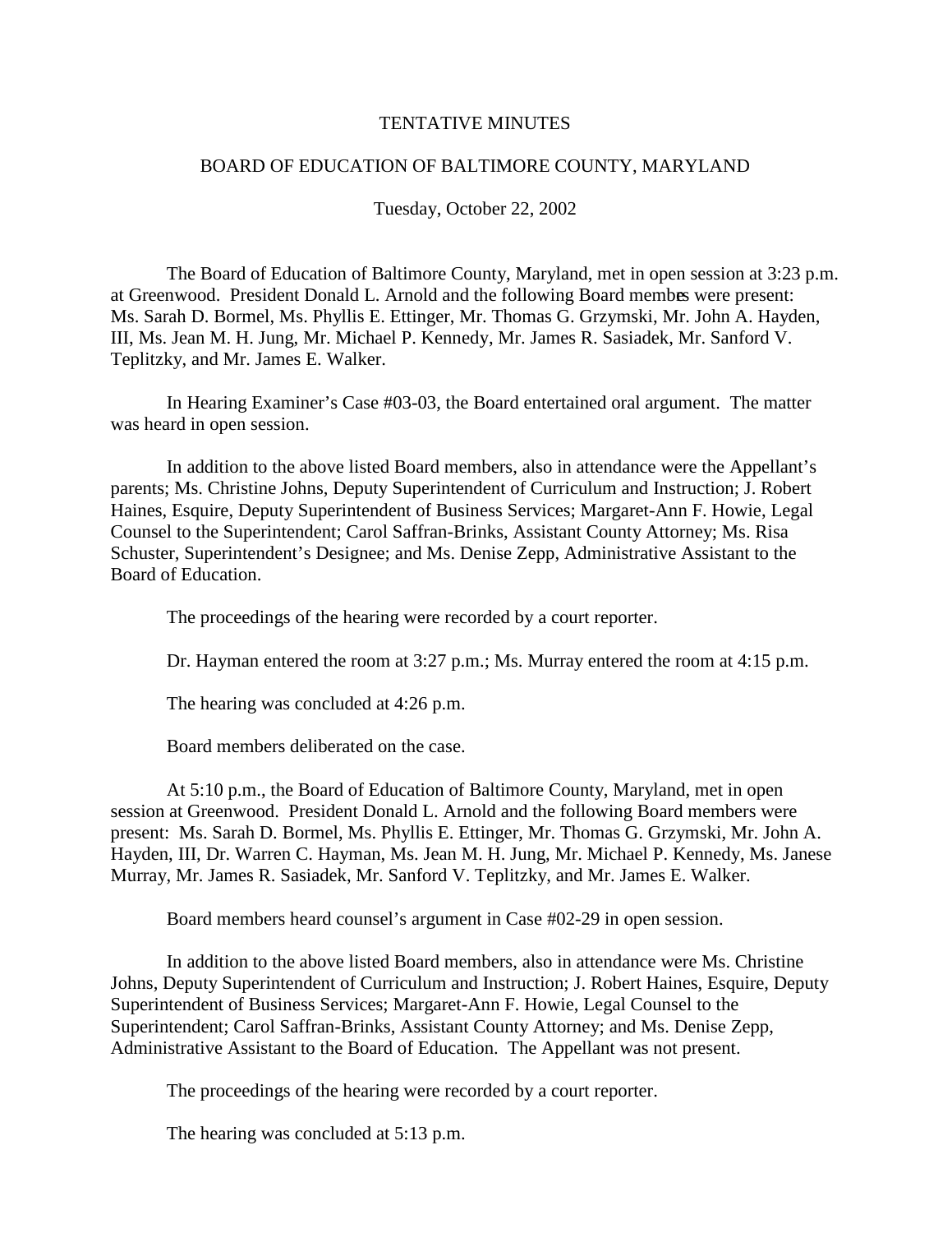# TENTATIVE MINUTES

## BOARD OF EDUCATION OF BALTIMORE COUNTY, MARYLAND

Tuesday, October 22, 2002

The Board of Education of Baltimore County, Maryland, met in open session at 3:23 p.m. at Greenwood. President Donald L. Arnold and the following Board members were present: Ms. Sarah D. Bormel, Ms. Phyllis E. Ettinger, Mr. Thomas G. Grzymski, Mr. John A. Hayden, III, Ms. Jean M. H. Jung, Mr. Michael P. Kennedy, Mr. James R. Sasiadek, Mr. Sanford V. Teplitzky, and Mr. James E. Walker.

In Hearing Examiner's Case #03-03, the Board entertained oral argument. The matter was heard in open session.

In addition to the above listed Board members, also in attendance were the Appellant's parents; Ms. Christine Johns, Deputy Superintendent of Curriculum and Instruction; J. Robert Haines, Esquire, Deputy Superintendent of Business Services; Margaret-Ann F. Howie, Legal Counsel to the Superintendent; Carol Saffran-Brinks, Assistant County Attorney; Ms. Risa Schuster, Superintendent's Designee; and Ms. Denise Zepp, Administrative Assistant to the Board of Education.

The proceedings of the hearing were recorded by a court reporter.

Dr. Hayman entered the room at 3:27 p.m.; Ms. Murray entered the room at 4:15 p.m.

The hearing was concluded at 4:26 p.m.

Board members deliberated on the case.

At 5:10 p.m., the Board of Education of Baltimore County, Maryland, met in open session at Greenwood. President Donald L. Arnold and the following Board members were present: Ms. Sarah D. Bormel, Ms. Phyllis E. Ettinger, Mr. Thomas G. Grzymski, Mr. John A. Hayden, III, Dr. Warren C. Hayman, Ms. Jean M. H. Jung, Mr. Michael P. Kennedy, Ms. Janese Murray, Mr. James R. Sasiadek, Mr. Sanford V. Teplitzky, and Mr. James E. Walker.

Board members heard counsel's argument in Case #02-29 in open session.

In addition to the above listed Board members, also in attendance were Ms. Christine Johns, Deputy Superintendent of Curriculum and Instruction; J. Robert Haines, Esquire, Deputy Superintendent of Business Services; Margaret-Ann F. Howie, Legal Counsel to the Superintendent; Carol Saffran-Brinks, Assistant County Attorney; and Ms. Denise Zepp, Administrative Assistant to the Board of Education. The Appellant was not present.

The proceedings of the hearing were recorded by a court reporter.

The hearing was concluded at 5:13 p.m.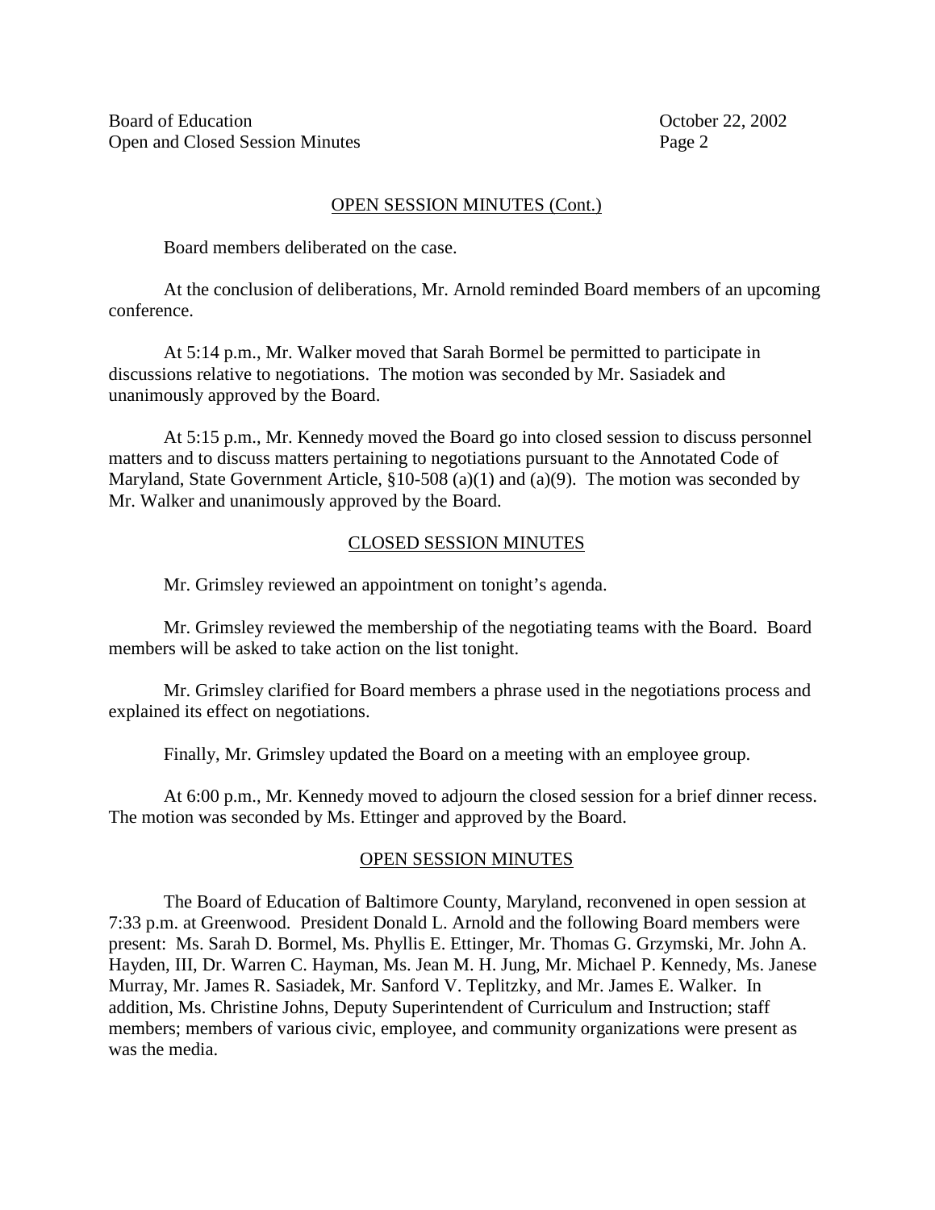## OPEN SESSION MINUTES (Cont.)

Board members deliberated on the case.

At the conclusion of deliberations, Mr. Arnold reminded Board members of an upcoming conference.

At 5:14 p.m., Mr. Walker moved that Sarah Bormel be permitted to participate in discussions relative to negotiations. The motion was seconded by Mr. Sasiadek and unanimously approved by the Board.

At 5:15 p.m., Mr. Kennedy moved the Board go into closed session to discuss personnel matters and to discuss matters pertaining to negotiations pursuant to the Annotated Code of Maryland, State Government Article, §10-508 (a)(1) and (a)(9). The motion was seconded by Mr. Walker and unanimously approved by the Board.

## CLOSED SESSION MINUTES

Mr. Grimsley reviewed an appointment on tonight's agenda.

Mr. Grimsley reviewed the membership of the negotiating teams with the Board. Board members will be asked to take action on the list tonight.

Mr. Grimsley clarified for Board members a phrase used in the negotiations process and explained its effect on negotiations.

Finally, Mr. Grimsley updated the Board on a meeting with an employee group.

At 6:00 p.m., Mr. Kennedy moved to adjourn the closed session for a brief dinner recess. The motion was seconded by Ms. Ettinger and approved by the Board.

## OPEN SESSION MINUTES

The Board of Education of Baltimore County, Maryland, reconvened in open session at 7:33 p.m. at Greenwood. President Donald L. Arnold and the following Board members were present: Ms. Sarah D. Bormel, Ms. Phyllis E. Ettinger, Mr. Thomas G. Grzymski, Mr. John A. Hayden, III, Dr. Warren C. Hayman, Ms. Jean M. H. Jung, Mr. Michael P. Kennedy, Ms. Janese Murray, Mr. James R. Sasiadek, Mr. Sanford V. Teplitzky, and Mr. James E. Walker. In addition, Ms. Christine Johns, Deputy Superintendent of Curriculum and Instruction; staff members; members of various civic, employee, and community organizations were present as was the media.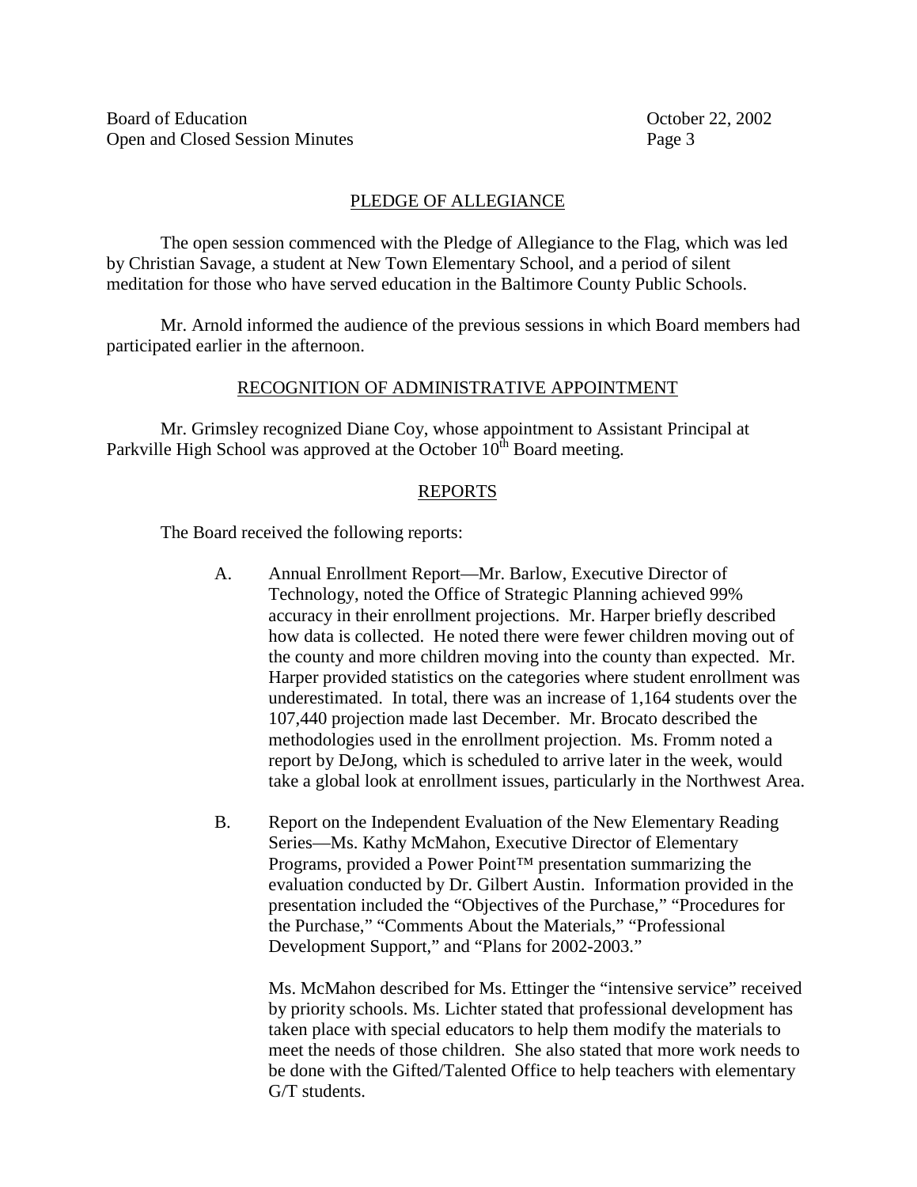## PLEDGE OF ALLEGIANCE

The open session commenced with the Pledge of Allegiance to the Flag, which was led by Christian Savage, a student at New Town Elementary School, and a period of silent meditation for those who have served education in the Baltimore County Public Schools.

Mr. Arnold informed the audience of the previous sessions in which Board members had participated earlier in the afternoon.

## RECOGNITION OF ADMINISTRATIVE APPOINTMENT

Mr. Grimsley recognized Diane Coy, whose appointment to Assistant Principal at Parkville High School was approved at the October 10th Board meeting.

## REPORTS

The Board received the following reports:

A. Annual Enrollment Report—Mr. Barlow, Executive Director of Technology, noted the Office of Strategic Planning achieved 99% accuracy in their enrollment projections. Mr. Harper briefly described how data is collected. He noted there were fewer children moving out of the county and more children moving into the county than expected. Mr. Harper provided statistics on the categories where student enrollment was underestimated. In total, there was an increase of 1,164 students over the 107,440 projection made last December. Mr. Brocato described the methodologies used in the enrollment projection. Ms. Fromm noted a report by DeJong, which is scheduled to arrive later in the week, would take a global look at enrollment issues, particularly in the Northwest Area.

B. Report on the Independent Evaluation of the New Elementary Reading Series—Ms. Kathy McMahon, Executive Director of Elementary Programs, provided a Power Point™ presentation summarizing the evaluation conducted by Dr. Gilbert Austin. Information provided in the presentation included the "Objectives of the Purchase," "Procedures for the Purchase," "Comments About the Materials," "Professional Development Support," and "Plans for 2002-2003."

   Ms. McMahon described for Ms. Ettinger the "intensive service" received by priority schools. Ms. Lichter stated that professional development has taken place with special educators to help them modify the materials to meet the needs of those children. She also stated that more work needs to be done with the Gifted/Talented Office to help teachers with elementary G/T students.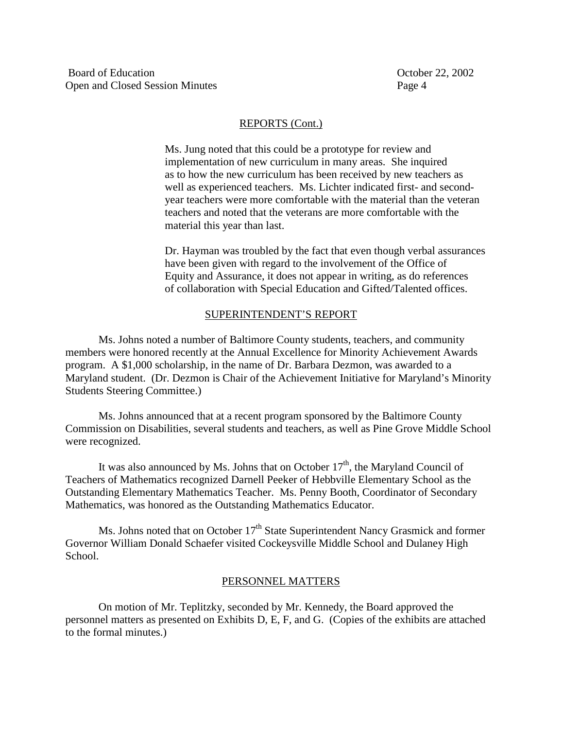## REPORTS (Cont.)

Ms. Jung noted that this could be a prototype for review and implementation of new curriculum in many areas. She inquired as to how the new curriculum has been received by new teachers as well as experienced teachers. Ms. Lichter indicated first- and second-year teachers were more comfortable with the material than the veteran teachers and noted that the veterans are more comfortable with the material this year than last.

Dr. Hayman was troubled by the fact that even though verbal assurances have been given with regard to the involvement of the Office of Equity and Assurance, it does not appear in writing, as do references of collaboration with Special Education and Gifted/Talented offices.

## SUPERINTENDENT'S REPORT

Ms. Johns noted a number of Baltimore County students, teachers, and community members were honored recently at the Annual Excellence for Minority Achievement Awards program. A $1,000 scholarship, in the name of Dr. Barbara Dezmon, was awarded to a Maryland student. (Dr. Dezmon is Chair of the Achievement Initiative for Maryland's Minority Students Steering Committee.)

Ms. Johns announced that at a recent program sponsored by the Baltimore County Commission on Disabilities, several students and teachers, as well as Pine Grove Middle School were recognized.

It was also announced by Ms. Johns that on October 17th, the Maryland Council of Teachers of Mathematics recognized Darnell Peeker of Hebbville Elementary School as the Outstanding Elementary Mathematics Teacher. Ms. Penny Booth, Coordinator of Secondary Mathematics, was honored as the Outstanding Mathematics Educator.

Ms. Johns noted that on October 17th State Superintendent Nancy Grasmick and former Governor William Donald Schaefer visited Cockeysville Middle School and Dulaney High School.

## PERSONNEL MATTERS

On motion of Mr. Teplitzky, seconded by Mr. Kennedy, the Board approved the personnel matters as presented on Exhibits D, E, F, and G. (Copies of the exhibits are attached to the formal minutes.)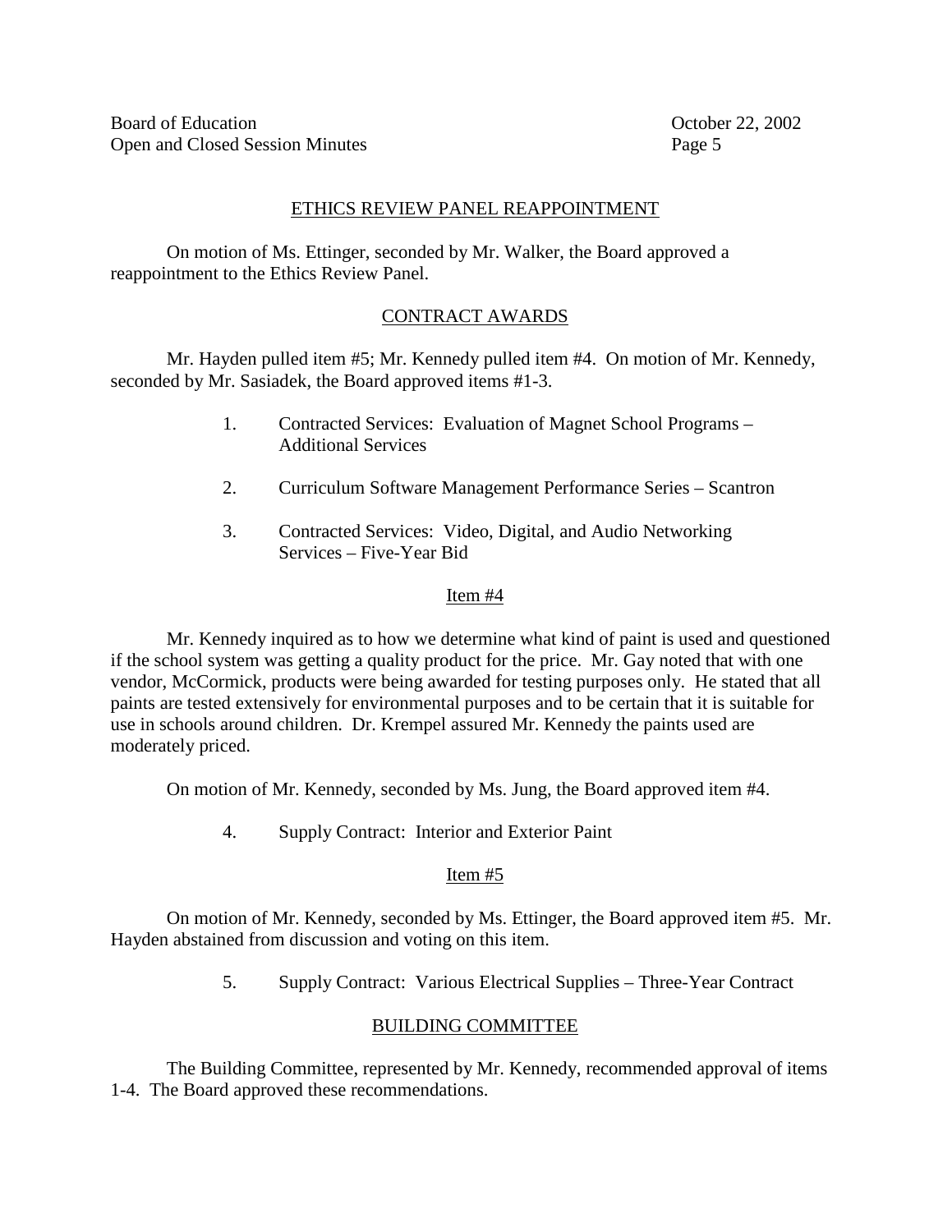## ETHICS REVIEW PANEL REAPPOINTMENT

On motion of Ms. Ettinger, seconded by Mr. Walker, the Board approved a reappointment to the Ethics Review Panel.

## CONTRACT AWARDS

Mr. Hayden pulled item #5; Mr. Kennedy pulled item #4. On motion of Mr. Kennedy, seconded by Mr. Sasiadek, the Board approved items #1-3.

1. Contracted Services: Evaluation of Magnet School Programs – Additional Services
2. Curriculum Software Management Performance Series – Scantron
3. Contracted Services: Video, Digital, and Audio Networking Services – Five-Year Bid

### Item #4

Mr. Kennedy inquired as to how we determine what kind of paint is used and questioned if the school system was getting a quality product for the price. Mr. Gay noted that with one vendor, McCormick, products were being awarded for testing purposes only. He stated that all paints are tested extensively for environmental purposes and to be certain that it is suitable for use in schools around children. Dr. Krempel assured Mr. Kennedy the paints used are moderately priced.

On motion of Mr. Kennedy, seconded by Ms. Jung, the Board approved item #4.

4. Supply Contract: Interior and Exterior Paint

### Item #5

On motion of Mr. Kennedy, seconded by Ms. Ettinger, the Board approved item #5. Mr. Hayden abstained from discussion and voting on this item.

5. Supply Contract: Various Electrical Supplies – Three-Year Contract

## BUILDING COMMITTEE

The Building Committee, represented by Mr. Kennedy, recommended approval of items 1-4. The Board approved these recommendations.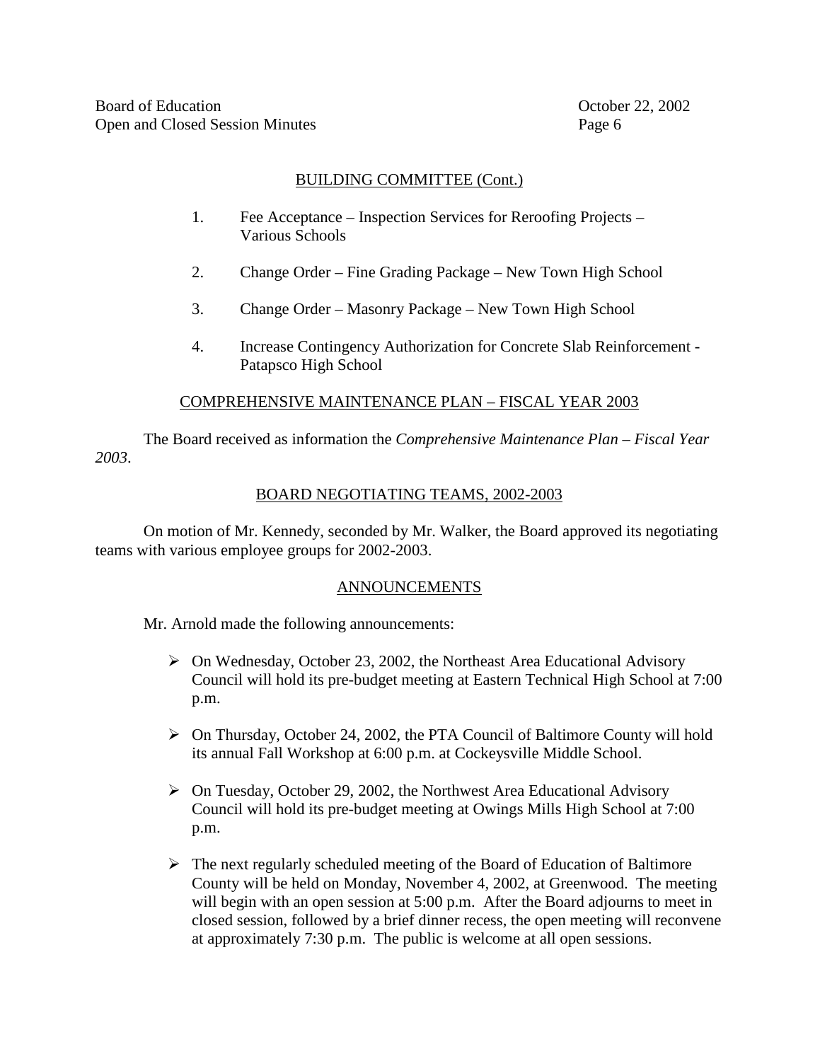## BUILDING COMMITTEE (Cont.)

1. Fee Acceptance – Inspection Services for Reroofing Projects – Various Schools
2. Change Order – Fine Grading Package – New Town High School
3. Change Order – Masonry Package – New Town High School
4. Increase Contingency Authorization for Concrete Slab Reinforcement - Patapsco High School

## COMPREHENSIVE MAINTENANCE PLAN – FISCAL YEAR 2003

The Board received as information the *Comprehensive Maintenance Plan – Fiscal Year 2003*.

## BOARD NEGOTIATING TEAMS, 2002-2003

On motion of Mr. Kennedy, seconded by Mr. Walker, the Board approved its negotiating teams with various employee groups for 2002-2003.

## ANNOUNCEMENTS

Mr. Arnold made the following announcements:

- On Wednesday, October 23, 2002, the Northeast Area Educational Advisory Council will hold its pre-budget meeting at Eastern Technical High School at 7:00 p.m.
- On Thursday, October 24, 2002, the PTA Council of Baltimore County will hold its annual Fall Workshop at 6:00 p.m. at Cockeysville Middle School.
- On Tuesday, October 29, 2002, the Northwest Area Educational Advisory Council will hold its pre-budget meeting at Owings Mills High School at 7:00 p.m.
- The next regularly scheduled meeting of the Board of Education of Baltimore County will be held on Monday, November 4, 2002, at Greenwood. The meeting will begin with an open session at 5:00 p.m. After the Board adjourns to meet in closed session, followed by a brief dinner recess, the open meeting will reconvene at approximately 7:30 p.m. The public is welcome at all open sessions.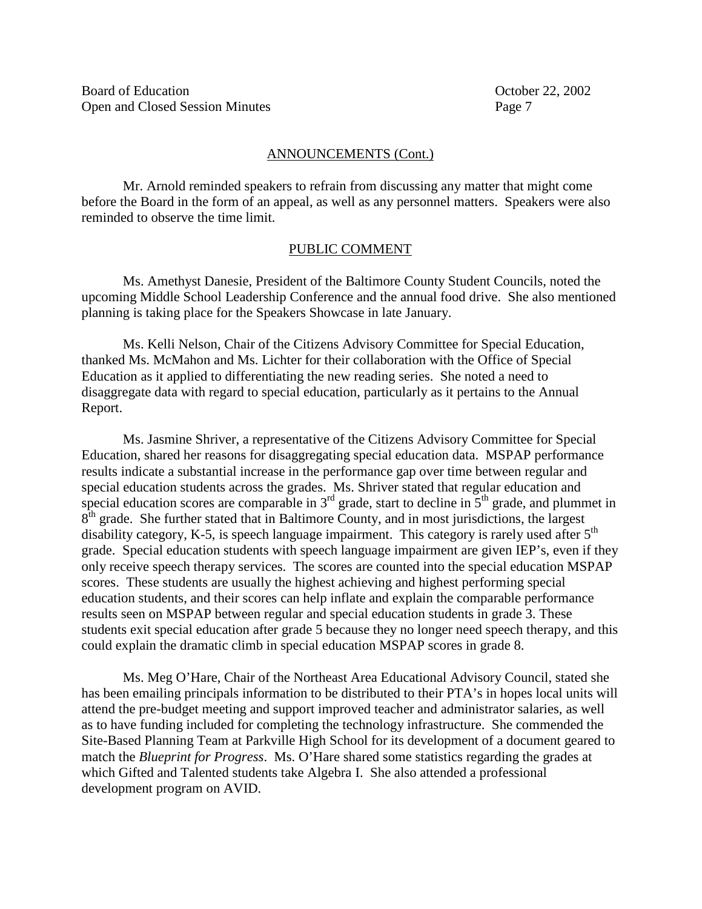## ANNOUNCEMENTS (Cont.)

Mr. Arnold reminded speakers to refrain from discussing any matter that might come before the Board in the form of an appeal, as well as any personnel matters. Speakers were also reminded to observe the time limit.

## PUBLIC COMMENT

Ms. Amethyst Danesie, President of the Baltimore County Student Councils, noted the upcoming Middle School Leadership Conference and the annual food drive. She also mentioned planning is taking place for the Speakers Showcase in late January.

Ms. Kelli Nelson, Chair of the Citizens Advisory Committee for Special Education, thanked Ms. McMahon and Ms. Lichter for their collaboration with the Office of Special Education as it applied to differentiating the new reading series. She noted a need to disaggregate data with regard to special education, particularly as it pertains to the Annual Report.

Ms. Jasmine Shriver, a representative of the Citizens Advisory Committee for Special Education, shared her reasons for disaggregating special education data. MSPAP performance results indicate a substantial increase in the performance gap over time between regular and special education students across the grades. Ms. Shriver stated that regular education and special education scores are comparable in 3rd grade, start to decline in 5th grade, and plummet in 8th grade. She further stated that in Baltimore County, and in most jurisdictions, the largest disability category, K-5, is speech language impairment. This category is rarely used after 5th grade. Special education students with speech language impairment are given IEP's, even if they only receive speech therapy services. The scores are counted into the special education MSPAP scores. These students are usually the highest achieving and highest performing special education students, and their scores can help inflate and explain the comparable performance results seen on MSPAP between regular and special education students in grade 3. These students exit special education after grade 5 because they no longer need speech therapy, and this could explain the dramatic climb in special education MSPAP scores in grade 8.

Ms. Meg O'Hare, Chair of the Northeast Area Educational Advisory Council, stated she has been emailing principals information to be distributed to their PTA's in hopes local units will attend the pre-budget meeting and support improved teacher and administrator salaries, as well as to have funding included for completing the technology infrastructure. She commended the Site-Based Planning Team at Parkville High School for its development of a document geared to match the *Blueprint for Progress*. Ms. O'Hare shared some statistics regarding the grades at which Gifted and Talented students take Algebra I. She also attended a professional development program on AVID.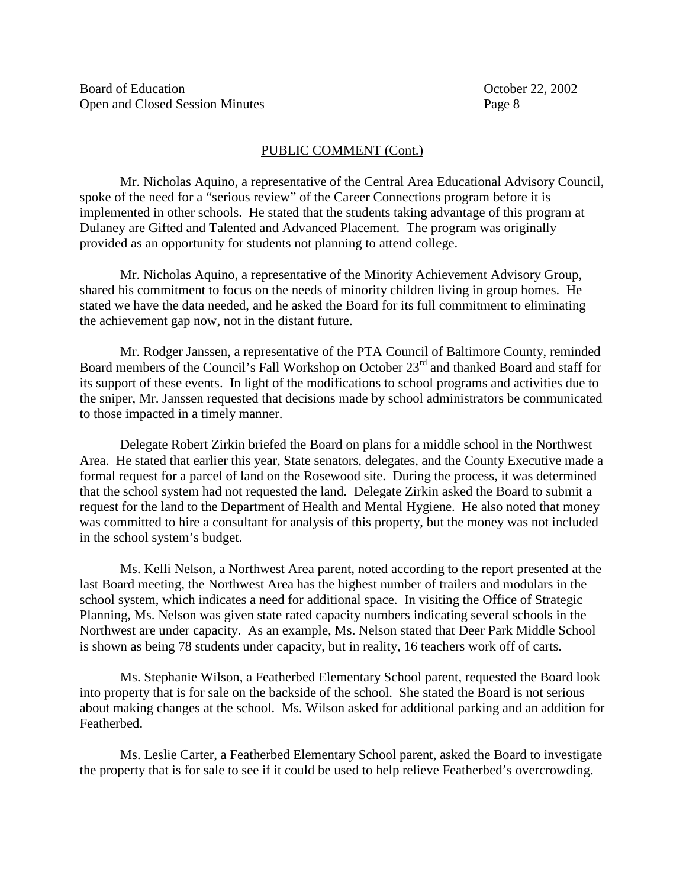## PUBLIC COMMENT (Cont.)

Mr. Nicholas Aquino, a representative of the Central Area Educational Advisory Council, spoke of the need for a "serious review" of the Career Connections program before it is implemented in other schools. He stated that the students taking advantage of this program at Dulaney are Gifted and Talented and Advanced Placement. The program was originally provided as an opportunity for students not planning to attend college.

Mr. Nicholas Aquino, a representative of the Minority Achievement Advisory Group, shared his commitment to focus on the needs of minority children living in group homes. He stated we have the data needed, and he asked the Board for its full commitment to eliminating the achievement gap now, not in the distant future.

Mr. Rodger Janssen, a representative of the PTA Council of Baltimore County, reminded Board members of the Council's Fall Workshop on October 23rd and thanked Board and staff for its support of these events. In light of the modifications to school programs and activities due to the sniper, Mr. Janssen requested that decisions made by school administrators be communicated to those impacted in a timely manner.

Delegate Robert Zirkin briefed the Board on plans for a middle school in the Northwest Area. He stated that earlier this year, State senators, delegates, and the County Executive made a formal request for a parcel of land on the Rosewood site. During the process, it was determined that the school system had not requested the land. Delegate Zirkin asked the Board to submit a request for the land to the Department of Health and Mental Hygiene. He also noted that money was committed to hire a consultant for analysis of this property, but the money was not included in the school system's budget.

Ms. Kelli Nelson, a Northwest Area parent, noted according to the report presented at the last Board meeting, the Northwest Area has the highest number of trailers and modulars in the school system, which indicates a need for additional space. In visiting the Office of Strategic Planning, Ms. Nelson was given state rated capacity numbers indicating several schools in the Northwest are under capacity. As an example, Ms. Nelson stated that Deer Park Middle School is shown as being 78 students under capacity, but in reality, 16 teachers work off of carts.

Ms. Stephanie Wilson, a Featherbed Elementary School parent, requested the Board look into property that is for sale on the backside of the school. She stated the Board is not serious about making changes at the school. Ms. Wilson asked for additional parking and an addition for Featherbed.

Ms. Leslie Carter, a Featherbed Elementary School parent, asked the Board to investigate the property that is for sale to see if it could be used to help relieve Featherbed's overcrowding.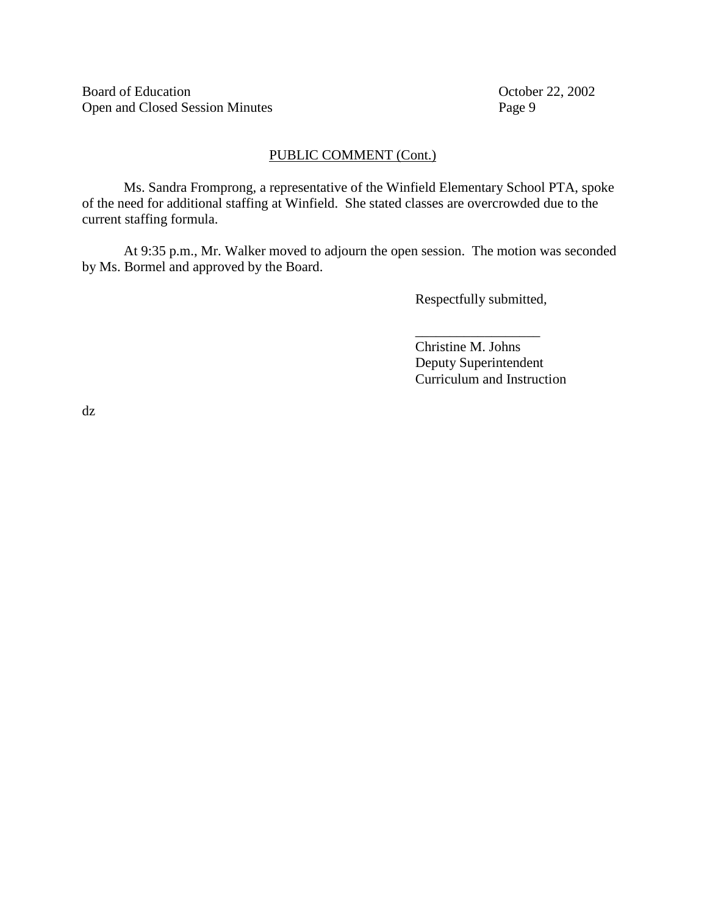## PUBLIC COMMENT (Cont.)

Ms. Sandra Fromprong, a representative of the Winfield Elementary School PTA, spoke of the need for additional staffing at Winfield. She stated classes are overcrowded due to the current staffing formula.

At 9:35 p.m., Mr. Walker moved to adjourn the open session. The motion was seconded by Ms. Bormel and approved by the Board.

Respectfully submitted,

\_\_\_\_\_\_\_\_\_\_\_\_\_\_\_\_\_\_

Christine M. Johns
Deputy Superintendent
Curriculum and Instruction

dz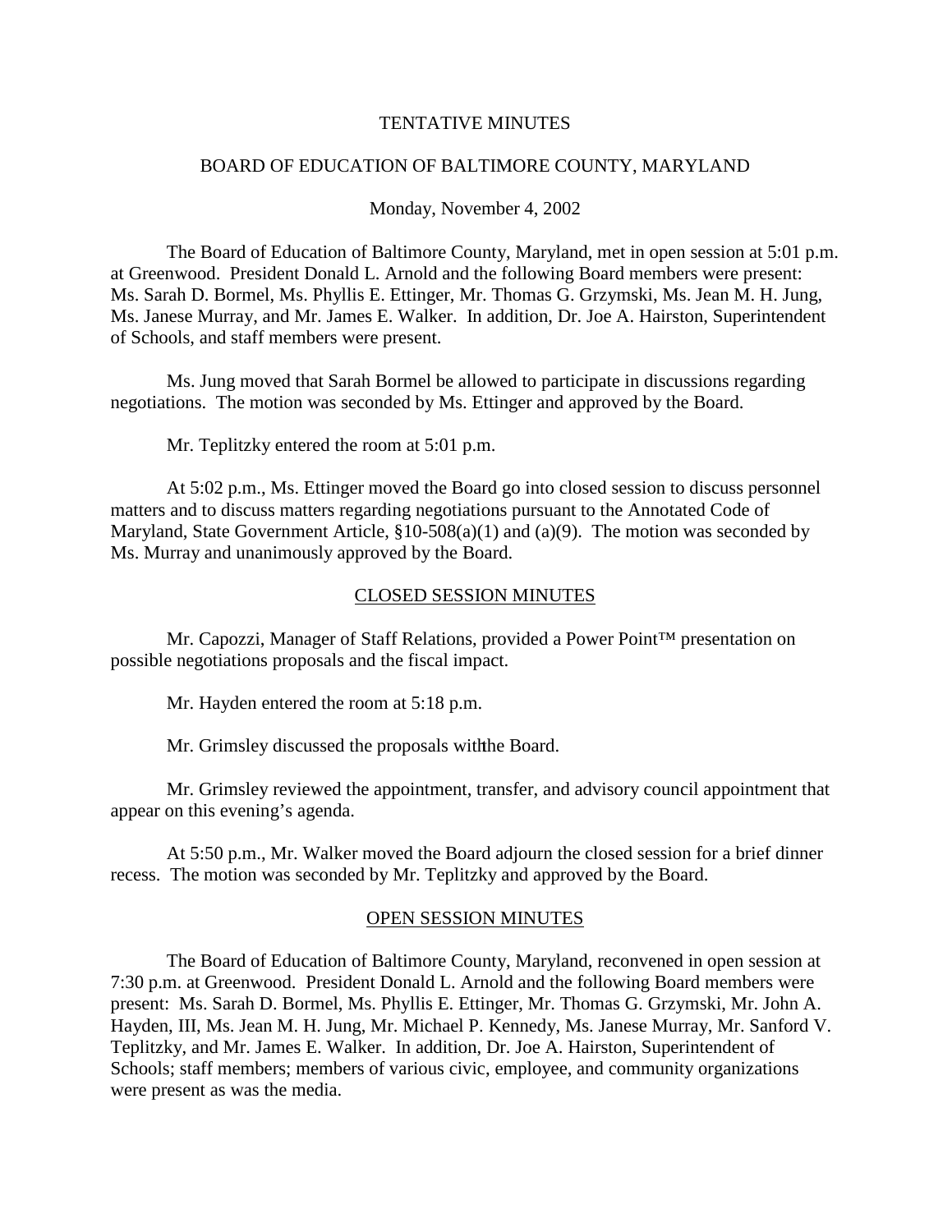TENTATIVE MINUTES

BOARD OF EDUCATION OF BALTIMORE COUNTY, MARYLAND

Monday, November 4, 2002

The Board of Education of Baltimore County, Maryland, met in open session at 5:01 p.m. at Greenwood. President Donald L. Arnold and the following Board members were present: Ms. Sarah D. Bormel, Ms. Phyllis E. Ettinger, Mr. Thomas G. Grzymski, Ms. Jean M. H. Jung, Ms. Janese Murray, and Mr. James E. Walker. In addition, Dr. Joe A. Hairston, Superintendent of Schools, and staff members were present.

Ms. Jung moved that Sarah Bormel be allowed to participate in discussions regarding negotiations. The motion was seconded by Ms. Ettinger and approved by the Board.

Mr. Teplitzky entered the room at 5:01 p.m.

At 5:02 p.m., Ms. Ettinger moved the Board go into closed session to discuss personnel matters and to discuss matters regarding negotiations pursuant to the Annotated Code of Maryland, State Government Article, §10-508(a)(1) and (a)(9). The motion was seconded by Ms. Murray and unanimously approved by the Board.

## CLOSED SESSION MINUTES

Mr. Capozzi, Manager of Staff Relations, provided a Power Point™ presentation on possible negotiations proposals and the fiscal impact.

Mr. Hayden entered the room at 5:18 p.m.

Mr. Grimsley discussed the proposals with the Board.

Mr. Grimsley reviewed the appointment, transfer, and advisory council appointment that appear on this evening's agenda.

At 5:50 p.m., Mr. Walker moved the Board adjourn the closed session for a brief dinner recess. The motion was seconded by Mr. Teplitzky and approved by the Board.

## OPEN SESSION MINUTES

The Board of Education of Baltimore County, Maryland, reconvened in open session at 7:30 p.m. at Greenwood. President Donald L. Arnold and the following Board members were present: Ms. Sarah D. Bormel, Ms. Phyllis E. Ettinger, Mr. Thomas G. Grzymski, Mr. John A. Hayden, III, Ms. Jean M. H. Jung, Mr. Michael P. Kennedy, Ms. Janese Murray, Mr. Sanford V. Teplitzky, and Mr. James E. Walker. In addition, Dr. Joe A. Hairston, Superintendent of Schools; staff members; members of various civic, employee, and community organizations were present as was the media.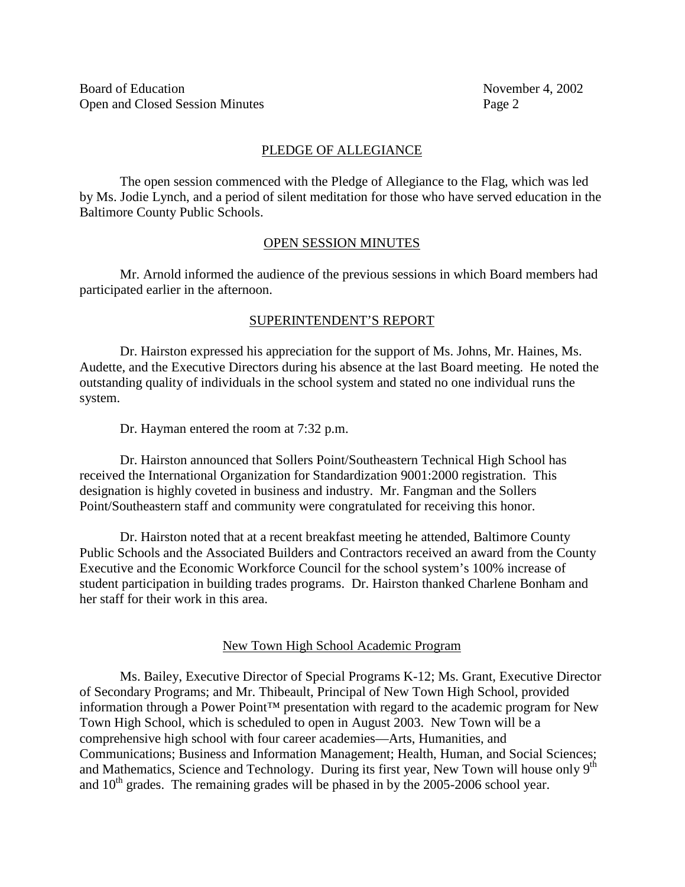## PLEDGE OF ALLEGIANCE

The open session commenced with the Pledge of Allegiance to the Flag, which was led by Ms. Jodie Lynch, and a period of silent meditation for those who have served education in the Baltimore County Public Schools.

## OPEN SESSION MINUTES

Mr. Arnold informed the audience of the previous sessions in which Board members had participated earlier in the afternoon.

## SUPERINTENDENT'S REPORT

Dr. Hairston expressed his appreciation for the support of Ms. Johns, Mr. Haines, Ms. Audette, and the Executive Directors during his absence at the last Board meeting. He noted the outstanding quality of individuals in the school system and stated no one individual runs the system.

Dr. Hayman entered the room at 7:32 p.m.

Dr. Hairston announced that Sollers Point/Southeastern Technical High School has received the International Organization for Standardization 9001:2000 registration. This designation is highly coveted in business and industry. Mr. Fangman and the Sollers Point/Southeastern staff and community were congratulated for receiving this honor.

Dr. Hairston noted that at a recent breakfast meeting he attended, Baltimore County Public Schools and the Associated Builders and Contractors received an award from the County Executive and the Economic Workforce Council for the school system's 100% increase of student participation in building trades programs. Dr. Hairston thanked Charlene Bonham and her staff for their work in this area.

### New Town High School Academic Program

Ms. Bailey, Executive Director of Special Programs K-12; Ms. Grant, Executive Director of Secondary Programs; and Mr. Thibeault, Principal of New Town High School, provided information through a Power Point™ presentation with regard to the academic program for New Town High School, which is scheduled to open in August 2003. New Town will be a comprehensive high school with four career academies—Arts, Humanities, and Communications; Business and Information Management; Health, Human, and Social Sciences; and Mathematics, Science and Technology. During its first year, New Town will house only 9th and 10th grades. The remaining grades will be phased in by the 2005-2006 school year.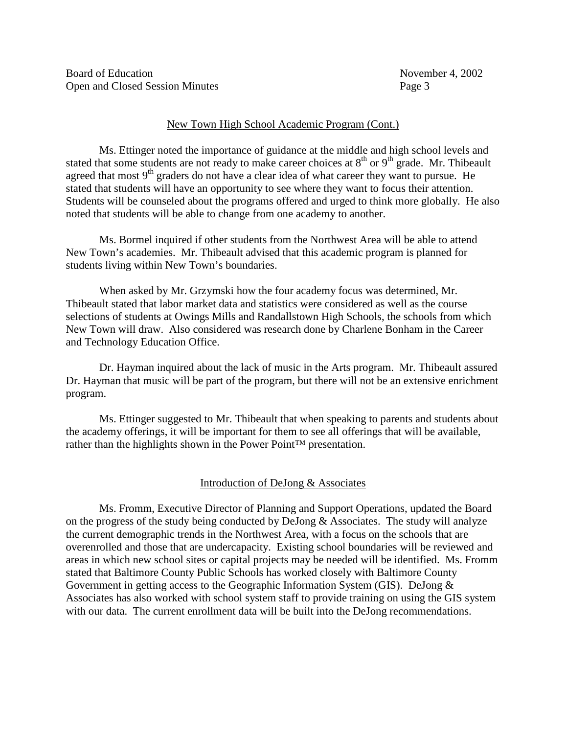## New Town High School Academic Program (Cont.)

Ms. Ettinger noted the importance of guidance at the middle and high school levels and stated that some students are not ready to make career choices at $8^{th}$ or $9^{th}$ grade. Mr. Thibeault agreed that most $9^{th}$ graders do not have a clear idea of what career they want to pursue. He stated that students will have an opportunity to see where they want to focus their attention. Students will be counseled about the programs offered and urged to think more globally. He also noted that students will be able to change from one academy to another.

Ms. Bormel inquired if other students from the Northwest Area will be able to attend New Town's academies. Mr. Thibeault advised that this academic program is planned for students living within New Town's boundaries.

When asked by Mr. Grzymski how the four academy focus was determined, Mr. Thibeault stated that labor market data and statistics were considered as well as the course selections of students at Owings Mills and Randallstown High Schools, the schools from which New Town will draw. Also considered was research done by Charlene Bonham in the Career and Technology Education Office.

Dr. Hayman inquired about the lack of music in the Arts program. Mr. Thibeault assured Dr. Hayman that music will be part of the program, but there will not be an extensive enrichment program.

Ms. Ettinger suggested to Mr. Thibeault that when speaking to parents and students about the academy offerings, it will be important for them to see all offerings that will be available, rather than the highlights shown in the Power Point™ presentation.

## Introduction of DeJong & Associates

Ms. Fromm, Executive Director of Planning and Support Operations, updated the Board on the progress of the study being conducted by DeJong & Associates. The study will analyze the current demographic trends in the Northwest Area, with a focus on the schools that are overenrolled and those that are undercapacity. Existing school boundaries will be reviewed and areas in which new school sites or capital projects may be needed will be identified. Ms. Fromm stated that Baltimore County Public Schools has worked closely with Baltimore County Government in getting access to the Geographic Information System (GIS). DeJong & Associates has also worked with school system staff to provide training on using the GIS system with our data. The current enrollment data will be built into the DeJong recommendations.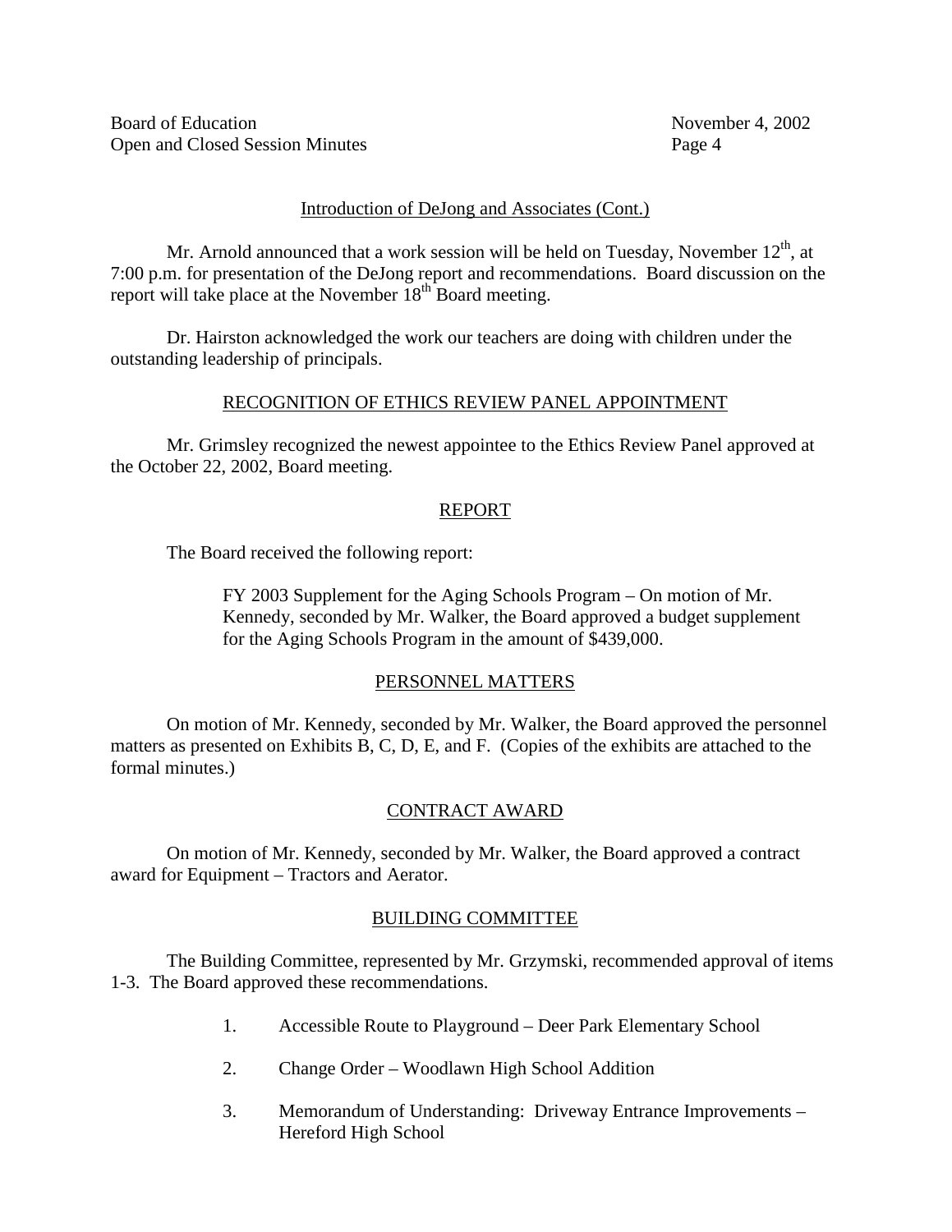## Introduction of DeJong and Associates (Cont.)

Mr. Arnold announced that a work session will be held on Tuesday, November 12th, at 7:00 p.m. for presentation of the DeJong report and recommendations. Board discussion on the report will take place at the November 18th Board meeting.

Dr. Hairston acknowledged the work our teachers are doing with children under the outstanding leadership of principals.

## RECOGNITION OF ETHICS REVIEW PANEL APPOINTMENT

Mr. Grimsley recognized the newest appointee to the Ethics Review Panel approved at the October 22, 2002, Board meeting.

## REPORT

The Board received the following report:

> FY 2003 Supplement for the Aging Schools Program – On motion of Mr. Kennedy, seconded by Mr. Walker, the Board approved a budget supplement for the Aging Schools Program in the amount of $439,000.

## PERSONNEL MATTERS

On motion of Mr. Kennedy, seconded by Mr. Walker, the Board approved the personnel matters as presented on Exhibits B, C, D, E, and F. (Copies of the exhibits are attached to the formal minutes.)

## CONTRACT AWARD

On motion of Mr. Kennedy, seconded by Mr. Walker, the Board approved a contract award for Equipment – Tractors and Aerator.

## BUILDING COMMITTEE

The Building Committee, represented by Mr. Grzymski, recommended approval of items 1-3. The Board approved these recommendations.

1. Accessible Route to Playground – Deer Park Elementary School
2. Change Order – Woodlawn High School Addition
3. Memorandum of Understanding: Driveway Entrance Improvements – Hereford High School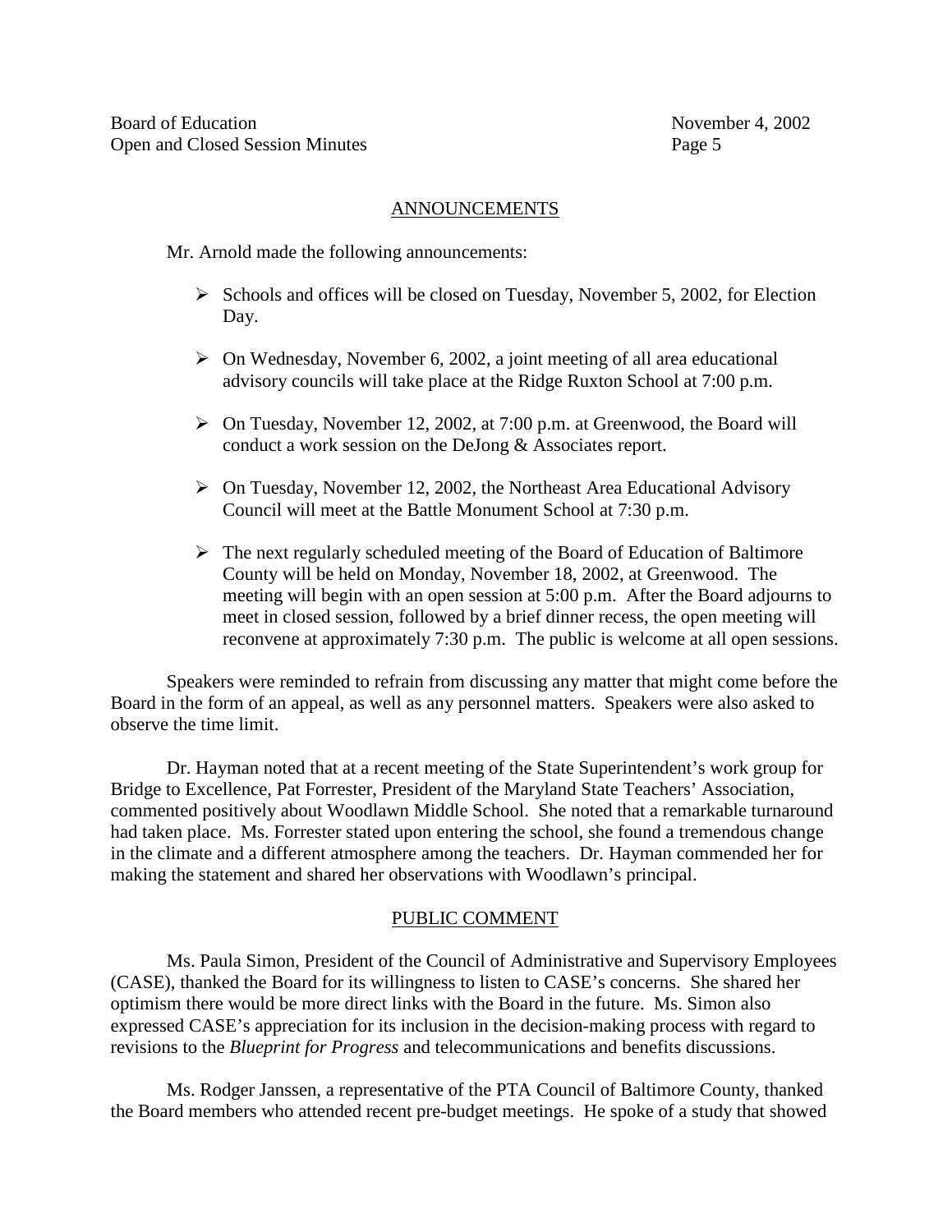## ANNOUNCEMENTS

Mr. Arnold made the following announcements:

- Schools and offices will be closed on Tuesday, November 5, 2002, for Election Day.
- On Wednesday, November 6, 2002, a joint meeting of all area educational advisory councils will take place at the Ridge Ruxton School at 7:00 p.m.
- On Tuesday, November 12, 2002, at 7:00 p.m. at Greenwood, the Board will conduct a work session on the DeJong & Associates report.
- On Tuesday, November 12, 2002, the Northeast Area Educational Advisory Council will meet at the Battle Monument School at 7:30 p.m.
- The next regularly scheduled meeting of the Board of Education of Baltimore County will be held on Monday, November 18, 2002, at Greenwood. The meeting will begin with an open session at 5:00 p.m. After the Board adjourns to meet in closed session, followed by a brief dinner recess, the open meeting will reconvene at approximately 7:30 p.m. The public is welcome at all open sessions.

Speakers were reminded to refrain from discussing any matter that might come before the Board in the form of an appeal, as well as any personnel matters. Speakers were also asked to observe the time limit.

Dr. Hayman noted that at a recent meeting of the State Superintendent's work group for Bridge to Excellence, Pat Forrester, President of the Maryland State Teachers' Association, commented positively about Woodlawn Middle School. She noted that a remarkable turnaround had taken place. Ms. Forrester stated upon entering the school, she found a tremendous change in the climate and a different atmosphere among the teachers. Dr. Hayman commended her for making the statement and shared her observations with Woodlawn's principal.

## PUBLIC COMMENT

Ms. Paula Simon, President of the Council of Administrative and Supervisory Employees (CASE), thanked the Board for its willingness to listen to CASE's concerns. She shared her optimism there would be more direct links with the Board in the future. Ms. Simon also expressed CASE's appreciation for its inclusion in the decision-making process with regard to revisions to the *Blueprint for Progress* and telecommunications and benefits discussions.

Ms. Rodger Janssen, a representative of the PTA Council of Baltimore County, thanked the Board members who attended recent pre-budget meetings. He spoke of a study that showed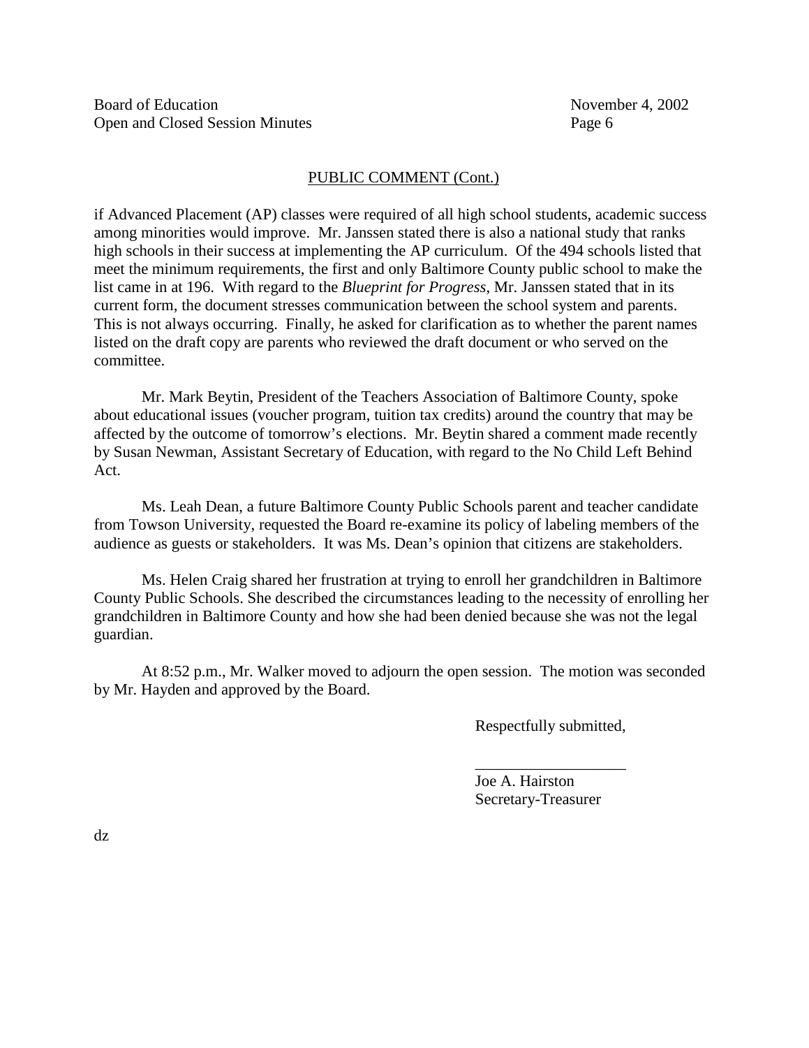PUBLIC COMMENT (Cont.)

if Advanced Placement (AP) classes were required of all high school students, academic success among minorities would improve. Mr. Janssen stated there is also a national study that ranks high schools in their success at implementing the AP curriculum. Of the 494 schools listed that meet the minimum requirements, the first and only Baltimore County public school to make the list came in at 196. With regard to the *Blueprint for Progress*, Mr. Janssen stated that in its current form, the document stresses communication between the school system and parents. This is not always occurring. Finally, he asked for clarification as to whether the parent names listed on the draft copy are parents who reviewed the draft document or who served on the committee.

Mr. Mark Beytin, President of the Teachers Association of Baltimore County, spoke about educational issues (voucher program, tuition tax credits) around the country that may be affected by the outcome of tomorrow's elections. Mr. Beytin shared a comment made recently by Susan Newman, Assistant Secretary of Education, with regard to the No Child Left Behind Act.

Ms. Leah Dean, a future Baltimore County Public Schools parent and teacher candidate from Towson University, requested the Board re-examine its policy of labeling members of the audience as guests or stakeholders. It was Ms. Dean's opinion that citizens are stakeholders.

Ms. Helen Craig shared her frustration at trying to enroll her grandchildren in Baltimore County Public Schools. She described the circumstances leading to the necessity of enrolling her grandchildren in Baltimore County and how she had been denied because she was not the legal guardian.

At 8:52 p.m., Mr. Walker moved to adjourn the open session. The motion was seconded by Mr. Hayden and approved by the Board.

Respectfully submitted,

\_\_\_\_\_\_\_\_\_\_\_\_\_\_\_\_\_\_\_\_

Joe A. Hairston
Secretary-Treasurer

dz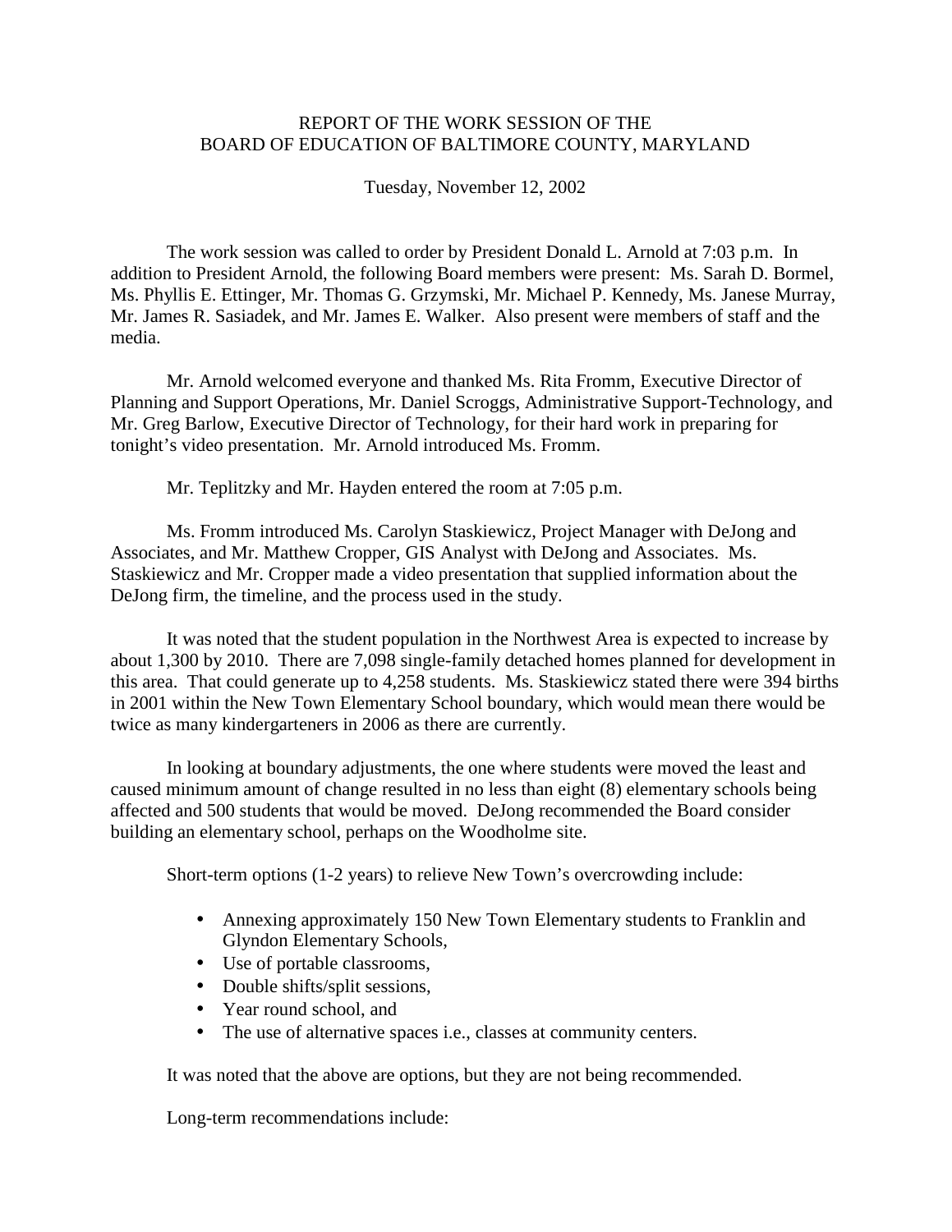# REPORT OF THE WORK SESSION OF THE
# BOARD OF EDUCATION OF BALTIMORE COUNTY, MARYLAND

Tuesday, November 12, 2002

The work session was called to order by President Donald L. Arnold at 7:03 p.m. In addition to President Arnold, the following Board members were present: Ms. Sarah D. Bormel, Ms. Phyllis E. Ettinger, Mr. Thomas G. Grzymski, Mr. Michael P. Kennedy, Ms. Janese Murray, Mr. James R. Sasiadek, and Mr. James E. Walker. Also present were members of staff and the media.

Mr. Arnold welcomed everyone and thanked Ms. Rita Fromm, Executive Director of Planning and Support Operations, Mr. Daniel Scroggs, Administrative Support-Technology, and Mr. Greg Barlow, Executive Director of Technology, for their hard work in preparing for tonight's video presentation. Mr. Arnold introduced Ms. Fromm.

Mr. Teplitzky and Mr. Hayden entered the room at 7:05 p.m.

Ms. Fromm introduced Ms. Carolyn Staskiewicz, Project Manager with DeJong and Associates, and Mr. Matthew Cropper, GIS Analyst with DeJong and Associates. Ms. Staskiewicz and Mr. Cropper made a video presentation that supplied information about the DeJong firm, the timeline, and the process used in the study.

It was noted that the student population in the Northwest Area is expected to increase by about 1,300 by 2010. There are 7,098 single-family detached homes planned for development in this area. That could generate up to 4,258 students. Ms. Staskiewicz stated there were 394 births in 2001 within the New Town Elementary School boundary, which would mean there would be twice as many kindergarteners in 2006 as there are currently.

In looking at boundary adjustments, the one where students were moved the least and caused minimum amount of change resulted in no less than eight (8) elementary schools being affected and 500 students that would be moved. DeJong recommended the Board consider building an elementary school, perhaps on the Woodholme site.

Short-term options (1-2 years) to relieve New Town's overcrowding include:

- Annexing approximately 150 New Town Elementary students to Franklin and Glyndon Elementary Schools,
- Use of portable classrooms,
- Double shifts/split sessions,
- Year round school, and
- The use of alternative spaces i.e., classes at community centers.

It was noted that the above are options, but they are not being recommended.

Long-term recommendations include: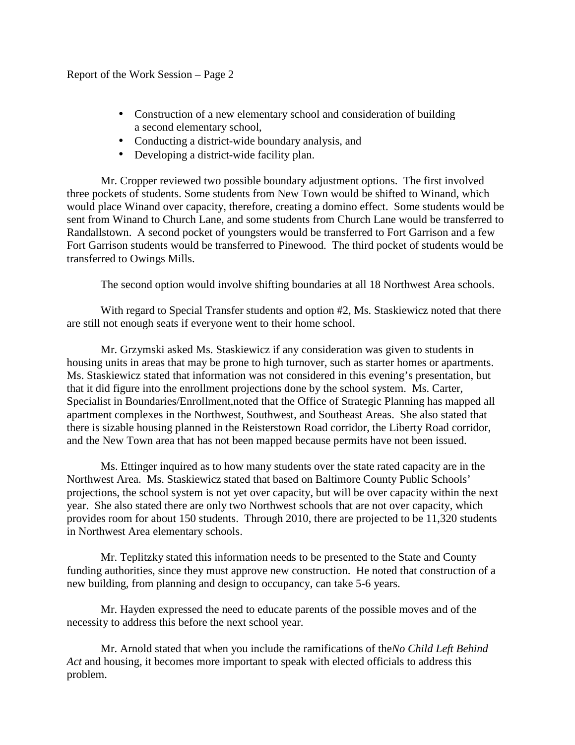- Construction of a new elementary school and consideration of building a second elementary school,
- Conducting a district-wide boundary analysis, and
- Developing a district-wide facility plan.

Mr. Cropper reviewed two possible boundary adjustment options. The first involved three pockets of students. Some students from New Town would be shifted to Winand, which would place Winand over capacity, therefore, creating a domino effect. Some students would be sent from Winand to Church Lane, and some students from Church Lane would be transferred to Randallstown. A second pocket of youngsters would be transferred to Fort Garrison and a few Fort Garrison students would be transferred to Pinewood. The third pocket of students would be transferred to Owings Mills.

The second option would involve shifting boundaries at all 18 Northwest Area schools.

With regard to Special Transfer students and option #2, Ms. Staskiewicz noted that there are still not enough seats if everyone went to their home school.

Mr. Grzymski asked Ms. Staskiewicz if any consideration was given to students in housing units in areas that may be prone to high turnover, such as starter homes or apartments. Ms. Staskiewicz stated that information was not considered in this evening's presentation, but that it did figure into the enrollment projections done by the school system. Ms. Carter, Specialist in Boundaries/Enrollment,noted that the Office of Strategic Planning has mapped all apartment complexes in the Northwest, Southwest, and Southeast Areas. She also stated that there is sizable housing planned in the Reisterstown Road corridor, the Liberty Road corridor, and the New Town area that has not been mapped because permits have not been issued.

Ms. Ettinger inquired as to how many students over the state rated capacity are in the Northwest Area. Ms. Staskiewicz stated that based on Baltimore County Public Schools' projections, the school system is not yet over capacity, but will be over capacity within the next year. She also stated there are only two Northwest schools that are not over capacity, which provides room for about 150 students. Through 2010, there are projected to be 11,320 students in Northwest Area elementary schools.

Mr. Teplitzky stated this information needs to be presented to the State and County funding authorities, since they must approve new construction. He noted that construction of a new building, from planning and design to occupancy, can take 5-6 years.

Mr. Hayden expressed the need to educate parents of the possible moves and of the necessity to address this before the next school year.

Mr. Arnold stated that when you include the ramifications of the *No Child Left Behind Act* and housing, it becomes more important to speak with elected officials to address this problem.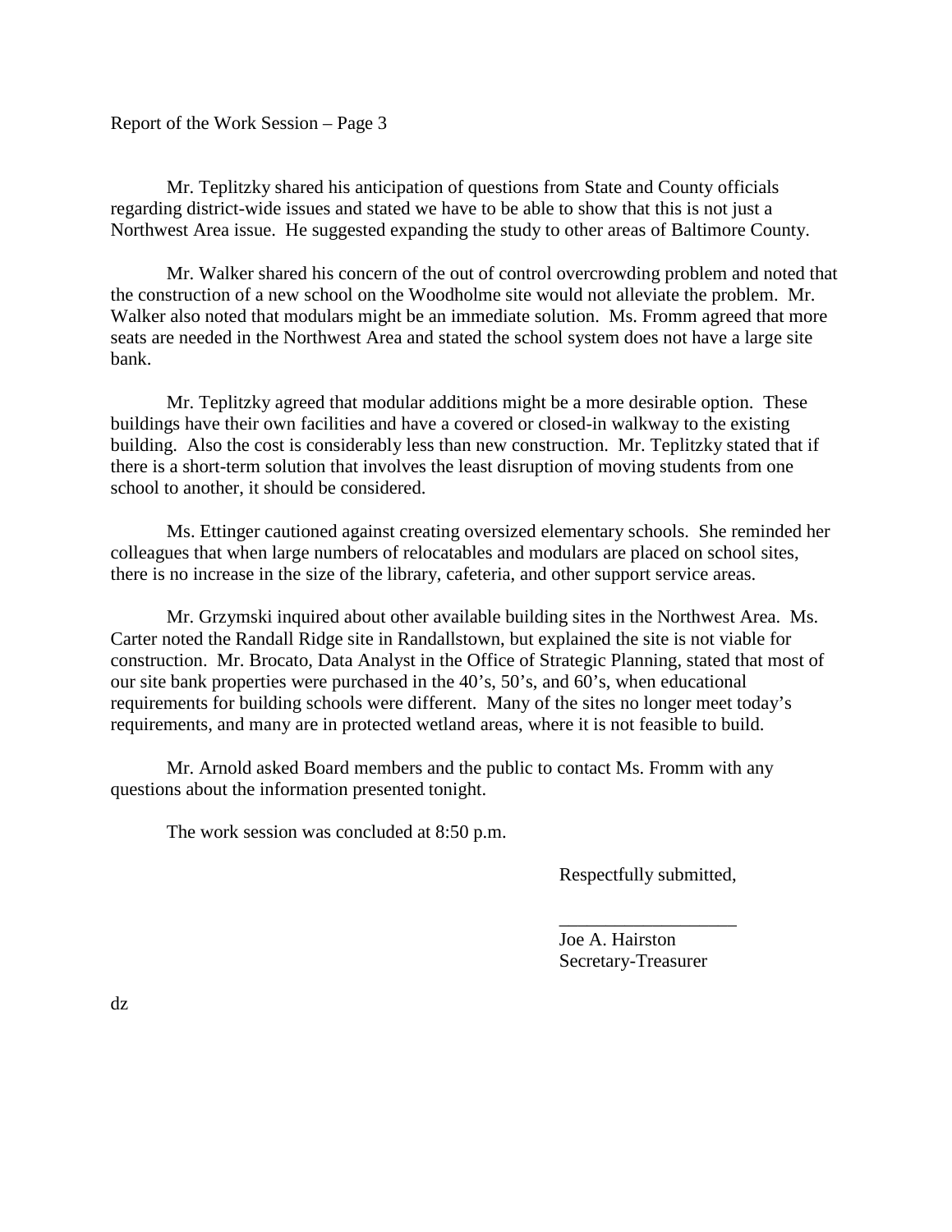Mr. Teplitzky shared his anticipation of questions from State and County officials regarding district-wide issues and stated we have to be able to show that this is not just a Northwest Area issue. He suggested expanding the study to other areas of Baltimore County.

Mr. Walker shared his concern of the out of control overcrowding problem and noted that the construction of a new school on the Woodholme site would not alleviate the problem. Mr. Walker also noted that modulars might be an immediate solution. Ms. Fromm agreed that more seats are needed in the Northwest Area and stated the school system does not have a large site bank.

Mr. Teplitzky agreed that modular additions might be a more desirable option. These buildings have their own facilities and have a covered or closed-in walkway to the existing building. Also the cost is considerably less than new construction. Mr. Teplitzky stated that if there is a short-term solution that involves the least disruption of moving students from one school to another, it should be considered.

Ms. Ettinger cautioned against creating oversized elementary schools. She reminded her colleagues that when large numbers of relocatables and modulars are placed on school sites, there is no increase in the size of the library, cafeteria, and other support service areas.

Mr. Grzymski inquired about other available building sites in the Northwest Area. Ms. Carter noted the Randall Ridge site in Randallstown, but explained the site is not viable for construction. Mr. Brocato, Data Analyst in the Office of Strategic Planning, stated that most of our site bank properties were purchased in the 40's, 50's, and 60's, when educational requirements for building schools were different. Many of the sites no longer meet today's requirements, and many are in protected wetland areas, where it is not feasible to build.

Mr. Arnold asked Board members and the public to contact Ms. Fromm with any questions about the information presented tonight.

The work session was concluded at 8:50 p.m.

Respectfully submitted,

___________________

Joe A. Hairston
Secretary-Treasurer

dz